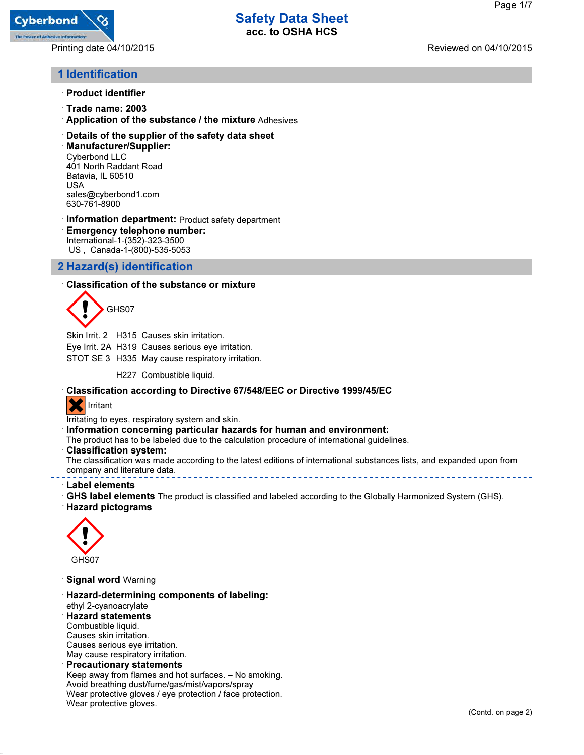# Safety Data Sheet

**acc. to OSHA HCS**

Printing date 04/10/2015

Reviewed on 04/10/2015

## 1 Identification

· **Product identifier**

· **Trade name: 2003**

· **Application of the substance / the mixture** Adhesives

· **Details of the supplier of the safety data sheet**

· **Manufacturer/Supplier:**
Cyberbond LLC
401 North Raddant Road
Batavia, IL 60510
USA
sales@cyberbond1.com
630-761-8900

· **Information department:** Product safety department

· **Emergency telephone number:**
International-1-(352)-323-3500
US , Canada-1-(800)-535-5053

## 2 Hazard(s) identification

· **Classification of the substance or mixture**

GHS07

| | | |
|---|---|---|
| Skin Irrit. 2 | H315 | Causes skin irritation. |
| Eye Irrit. 2A | H319 | Causes serious eye irritation. |
| STOT SE 3 | H335 | May cause respiratory irritation. |
| | H227 | Combustible liquid. |

· **Classification according to Directive 67/548/EEC or Directive 1999/45/EC**

Irritant

Irritating to eyes, respiratory system and skin.

· **Information concerning particular hazards for human and environment:**
The product has to be labeled due to the calculation procedure of international guidelines.

· **Classification system:**
The classification was made according to the latest editions of international substances lists, and expanded upon from company and literature data.

· **Label elements**

· **GHS label elements** The product is classified and labeled according to the Globally Harmonized System (GHS).

· **Hazard pictograms**

GHS07

· **Signal word** Warning

· **Hazard-determining components of labeling:**
ethyl 2-cyanoacrylate

· **Hazard statements**
Combustible liquid.
Causes skin irritation.
Causes serious eye irritation.
May cause respiratory irritation.

· **Precautionary statements**
Keep away from flames and hot surfaces. – No smoking.
Avoid breathing dust/fume/gas/mist/vapors/spray
Wear protective gloves / eye protection / face protection.
Wear protective gloves.

(Contd. on page 2)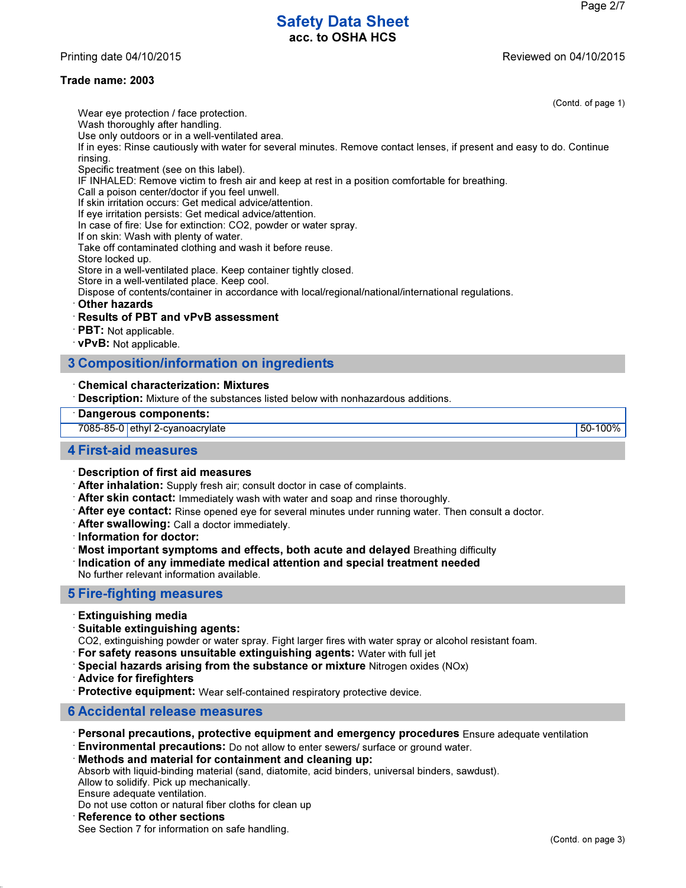**Trade name: 2003**

(Contd. of page 1)

Wear eye protection / face protection.
Wash thoroughly after handling.
Use only outdoors or in a well-ventilated area.
If in eyes: Rinse cautiously with water for several minutes. Remove contact lenses, if present and easy to do. Continue rinsing.
Specific treatment (see on this label).
IF INHALED: Remove victim to fresh air and keep at rest in a position comfortable for breathing.
Call a poison center/doctor if you feel unwell.
If skin irritation occurs: Get medical advice/attention.
If eye irritation persists: Get medical advice/attention.
In case of fire: Use for extinction: $CO_2$, powder or water spray.
If on skin: Wash with plenty of water.
Take off contaminated clothing and wash it before reuse.
Store locked up.
Store in a well-ventilated place. Keep container tightly closed.
Store in a well-ventilated place. Keep cool.
Dispose of contents/container in accordance with local/regional/national/international regulations.

· **Other hazards**
· **Results of PBT and vPvB assessment**
· **PBT:** Not applicable.
· **vPvB:** Not applicable.

## 3 Composition/information on ingredients

· **Chemical characterization: Mixtures**
· **Description:** Mixture of the substances listed below with nonhazardous additions.

| · Dangerous components: | | |
|---|---|---|
| 7085-85-0 | ethyl 2-cyanoacrylate | 50-100% |

## 4 First-aid measures

· **Description of first aid measures**
· **After inhalation:** Supply fresh air; consult doctor in case of complaints.
· **After skin contact:** Immediately wash with water and soap and rinse thoroughly.
· **After eye contact:** Rinse opened eye for several minutes under running water. Then consult a doctor.
· **After swallowing:** Call a doctor immediately.
· **Information for doctor:**
· **Most important symptoms and effects, both acute and delayed** Breathing difficulty
· **Indication of any immediate medical attention and special treatment needed**
No further relevant information available.

## 5 Fire-fighting measures

· **Extinguishing media**
· **Suitable extinguishing agents:**
$CO_2$, extinguishing powder or water spray. Fight larger fires with water spray or alcohol resistant foam.
· **For safety reasons unsuitable extinguishing agents:** Water with full jet
· **Special hazards arising from the substance or mixture** Nitrogen oxides (NOx)
· **Advice for firefighters**
· **Protective equipment:** Wear self-contained respiratory protective device.

## 6 Accidental release measures

· **Personal precautions, protective equipment and emergency procedures** Ensure adequate ventilation
· **Environmental precautions:** Do not allow to enter sewers/ surface or ground water.
· **Methods and material for containment and cleaning up:**
Absorb with liquid-binding material (sand, diatomite, acid binders, universal binders, sawdust).
Allow to solidify. Pick up mechanically.
Ensure adequate ventilation.
Do not use cotton or natural fiber cloths for clean up
· **Reference to other sections**
See Section 7 for information on safe handling.

(Contd. on page 3)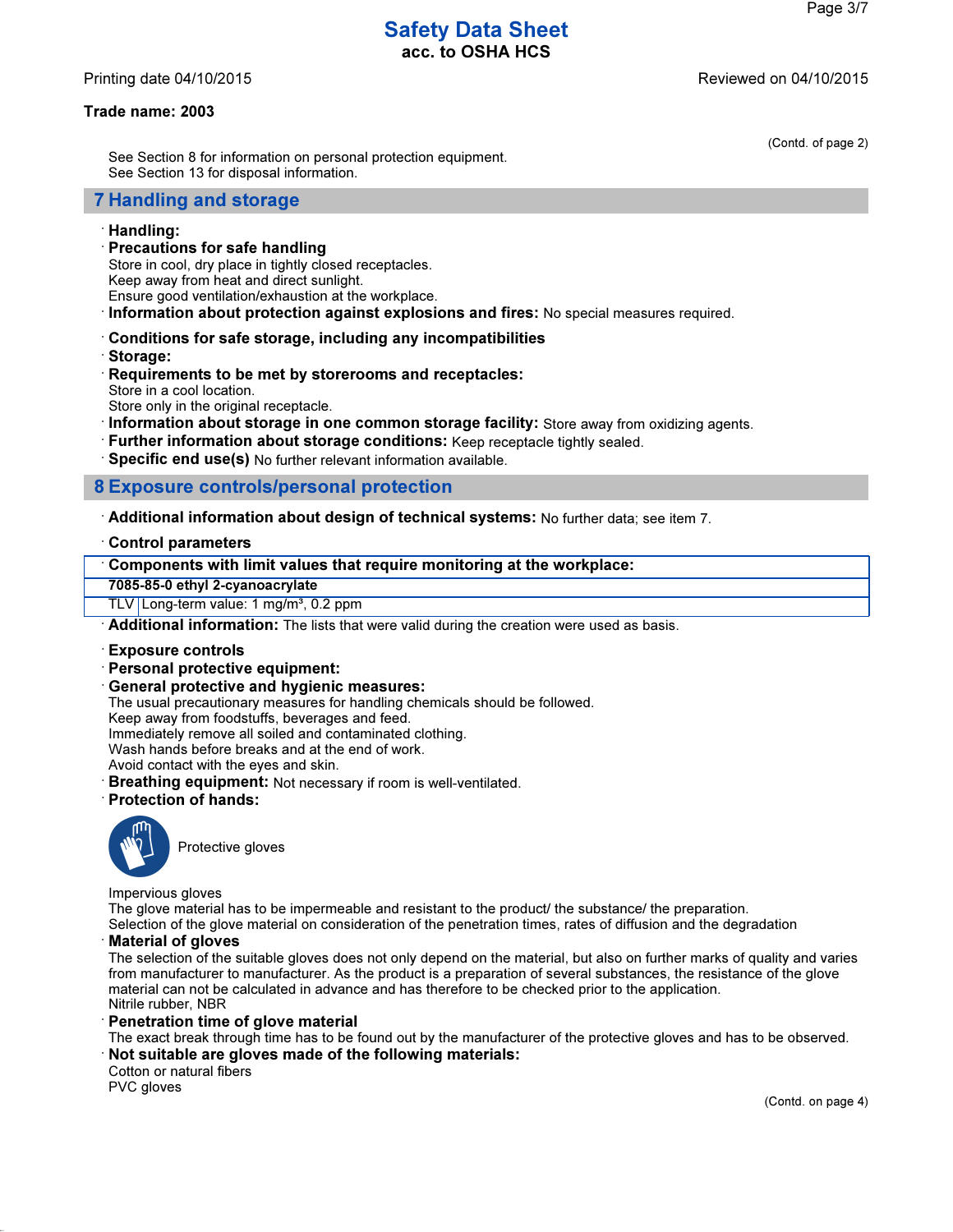# Safety Data Sheet

**acc. to OSHA HCS**

Printing date 04/10/2015 Reviewed on 04/10/2015

**Trade name: 2003**

(Contd. of page 2)

See Section 8 for information on personal protection equipment.
See Section 13 for disposal information.

## 7 Handling and storage

· **Handling:**

· **Precautions for safe handling**
Store in cool, dry place in tightly closed receptacles.
Keep away from heat and direct sunlight.
Ensure good ventilation/exhaustion at the workplace.

· **Information about protection against explosions and fires:** No special measures required.

· **Conditions for safe storage, including any incompatibilities**

· **Storage:**

· **Requirements to be met by storerooms and receptacles:**
Store in a cool location.
Store only in the original receptacle.

· **Information about storage in one common storage facility:** Store away from oxidizing agents.

· **Further information about storage conditions:** Keep receptacle tightly sealed.

· **Specific end use(s)** No further relevant information available.

## 8 Exposure controls/personal protection

· **Additional information about design of technical systems:** No further data; see item 7.

· **Control parameters**

| · **Components with limit values that require monitoring at the workplace:** | |
|---|---|
| **7085-85-0 ethyl 2-cyanoacrylate** | |
| TLV | Long-term value: 1 mg/m³, 0.2 ppm |

· **Additional information:** The lists that were valid during the creation were used as basis.

· **Exposure controls**

· **Personal protective equipment:**

· **General protective and hygienic measures:**
The usual precautionary measures for handling chemicals should be followed.
Keep away from foodstuffs, beverages and feed.
Immediately remove all soiled and contaminated clothing.
Wash hands before breaks and at the end of work.
Avoid contact with the eyes and skin.

· **Breathing equipment:** Not necessary if room is well-ventilated.

· **Protection of hands:**

Protective gloves

Impervious gloves
The glove material has to be impermeable and resistant to the product/ the substance/ the preparation.
Selection of the glove material on consideration of the penetration times, rates of diffusion and the degradation

· **Material of gloves**
The selection of the suitable gloves does not only depend on the material, but also on further marks of quality and varies from manufacturer to manufacturer. As the product is a preparation of several substances, the resistance of the glove material can not be calculated in advance and has therefore to be checked prior to the application.
Nitrile rubber, NBR

· **Penetration time of glove material**
The exact break through time has to be found out by the manufacturer of the protective gloves and has to be observed.

· **Not suitable are gloves made of the following materials:**
Cotton or natural fibers
PVC gloves

(Contd. on page 4)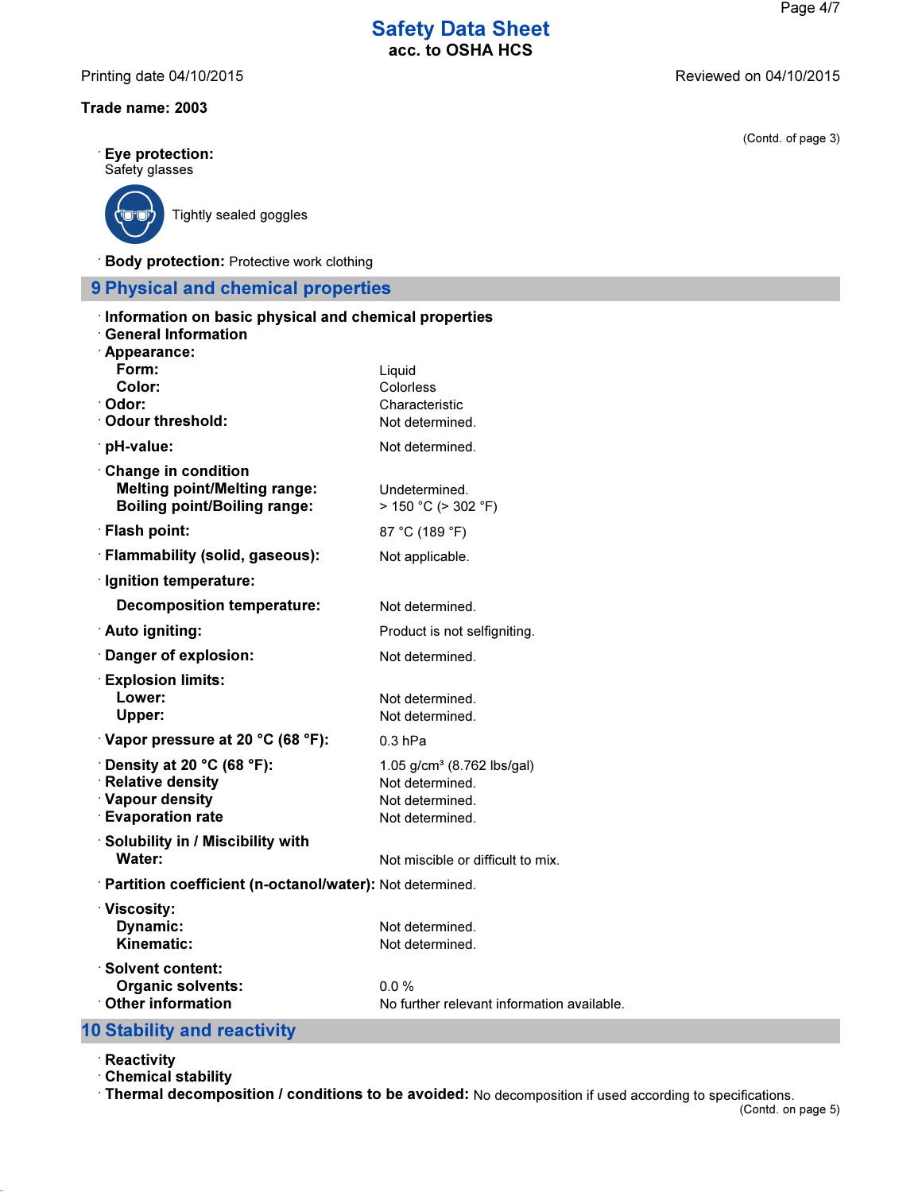Trade name: 2003

(Contd. of page 3)

· **Eye protection:**
Safety glasses

Tightly sealed goggles

· **Body protection:** Protective work clothing

## 9 Physical and chemical properties

· **Information on basic physical and chemical properties**
· **General Information**

| Property | Value |
|---|---|
| · **Appearance:** | |
| **Form:** | Liquid |
| **Color:** | Colorless |
| · **Odor:** | Characteristic |
| · **Odour threshold:** | Not determined. |
| · **pH-value:** | Not determined. |
| · **Change in condition** | |
| **Melting point/Melting range:** | Undetermined. |
| **Boiling point/Boiling range:** | > 150 °C (> 302 °F) |
| · **Flash point:** | 87 °C (189 °F) |
| · **Flammability (solid, gaseous):** | Not applicable. |
| · **Ignition temperature:** | |
| **Decomposition temperature:** | Not determined. |
| · **Auto igniting:** | Product is not selfigniting. |
| · **Danger of explosion:** | Not determined. |
| · **Explosion limits:** | |
| **Lower:** | Not determined. |
| **Upper:** | Not determined. |
| · **Vapor pressure at 20 °C (68 °F):** | 0.3 hPa |
| · **Density at 20 °C (68 °F):** | 1.05 g/cm³ (8.762 lbs/gal) |
| · **Relative density** | Not determined. |
| · **Vapour density** | Not determined. |
| · **Evaporation rate** | Not determined. |
| · **Solubility in / Miscibility with** | |
| **Water:** | Not miscible or difficult to mix. |
| · **Partition coefficient (n-octanol/water):** | Not determined. |
| · **Viscosity:** | |
| **Dynamic:** | Not determined. |
| **Kinematic:** | Not determined. |
| · **Solvent content:** | |
| **Organic solvents:** | 0.0 % |
| · **Other information** | No further relevant information available. |

## 10 Stability and reactivity

· **Reactivity**
· **Chemical stability**
· **Thermal decomposition / conditions to be avoided:** No decomposition if used according to specifications.

(Contd. on page 5)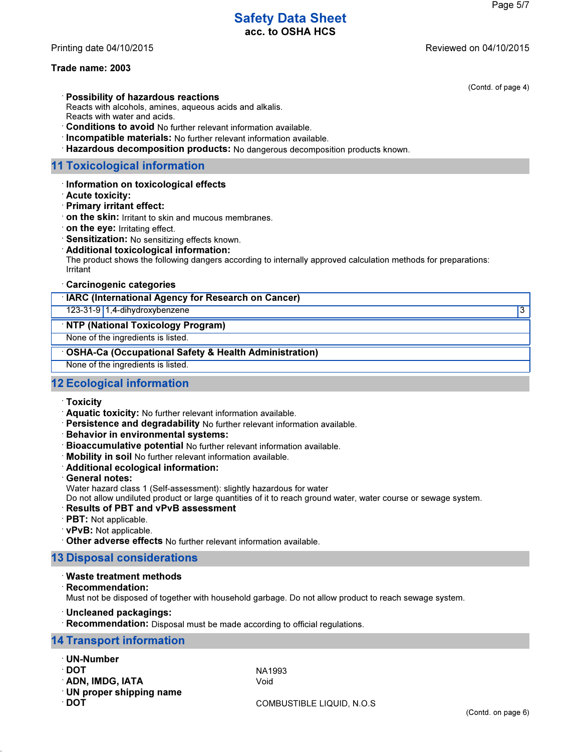**Trade name: 2003**

(Contd. of page 4)

· **Possibility of hazardous reactions**
Reacts with alcohols, amines, aqueous acids and alkalis.
Reacts with water and acids.
· **Conditions to avoid** No further relevant information available.
· **Incompatible materials:** No further relevant information available.
· **Hazardous decomposition products:** No dangerous decomposition products known.

## 11 Toxicological information

· **Information on toxicological effects**
· **Acute toxicity:**
· **Primary irritant effect:**
· **on the skin:** Irritant to skin and mucous membranes.
· **on the eye:** Irritating effect.
· **Sensitization:** No sensitizing effects known.
· **Additional toxicological information:**
The product shows the following dangers according to internally approved calculation methods for preparations:
Irritant

· **Carcinogenic categories**

· **IARC (International Agency for Research on Cancer)**

| 123-31-9 | 1,4-dihydroxybenzene | 3 |
|---|---|---|

· **NTP (National Toxicology Program)**

None of the ingredients is listed.

· **OSHA-Ca (Occupational Safety & Health Administration)**

None of the ingredients is listed.

## 12 Ecological information

· **Toxicity**
· **Aquatic toxicity:** No further relevant information available.
· **Persistence and degradability** No further relevant information available.
· **Behavior in environmental systems:**
· **Bioaccumulative potential** No further relevant information available.
· **Mobility in soil** No further relevant information available.
· **Additional ecological information:**
· **General notes:**
Water hazard class 1 (Self-assessment): slightly hazardous for water
Do not allow undiluted product or large quantities of it to reach ground water, water course or sewage system.
· **Results of PBT and vPvB assessment**
· **PBT:** Not applicable.
· **vPvB:** Not applicable.
· **Other adverse effects** No further relevant information available.

## 13 Disposal considerations

· **Waste treatment methods**
· **Recommendation:**
Must not be disposed of together with household garbage. Do not allow product to reach sewage system.

· **Uncleaned packagings:**
· **Recommendation:** Disposal must be made according to official regulations.

## 14 Transport information

· **UN-Number**
· **DOT** NA1993
· **ADN, IMDG, IATA** Void
· **UN proper shipping name**
· **DOT** COMBUSTIBLE LIQUID, N.O.S

(Contd. on page 6)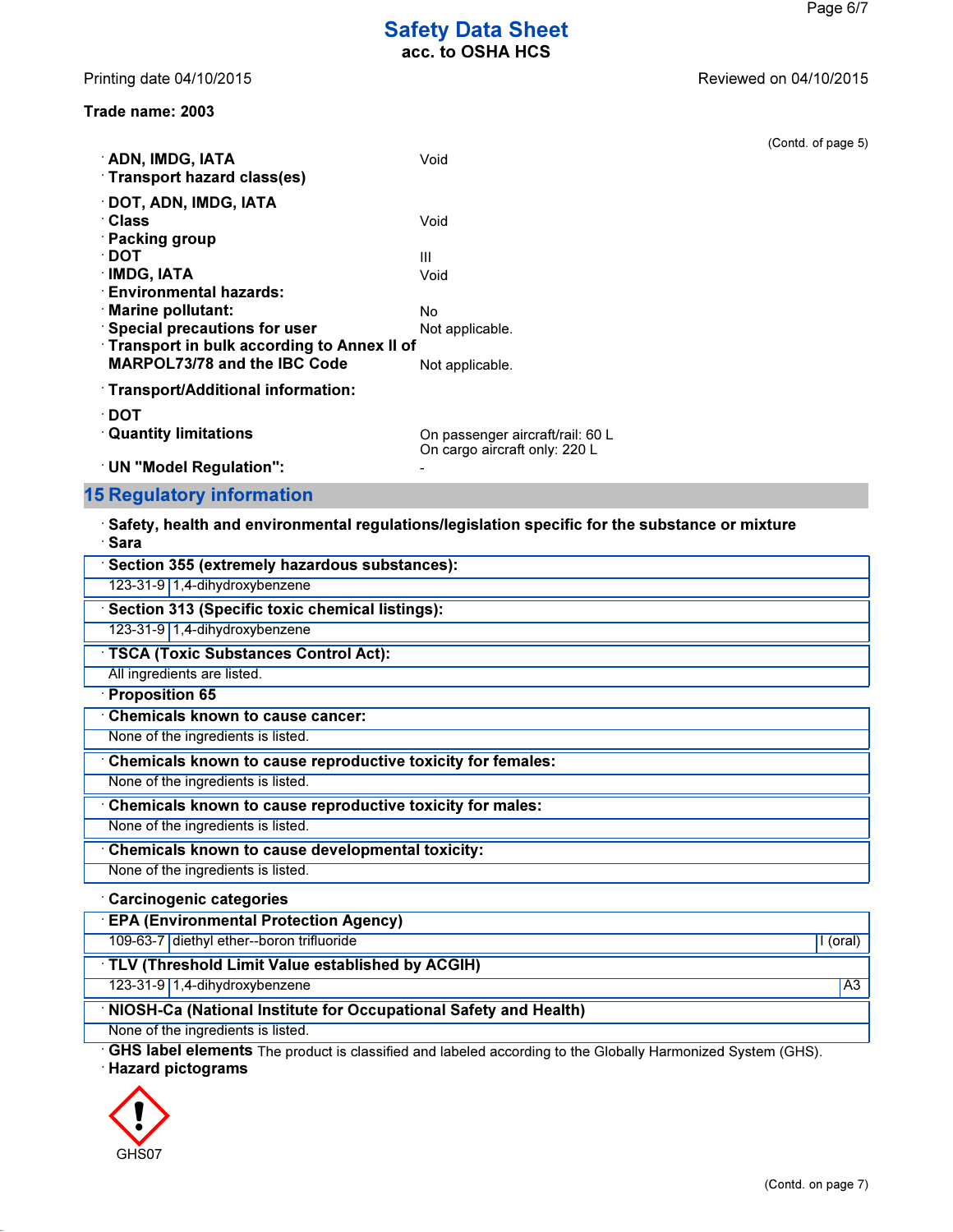**Trade name: 2003**

(Contd. of page 5)

- **ADN, IMDG, IATA** Void
- **Transport hazard class(es)**
- **DOT, ADN, IMDG, IATA**
- **Class** Void
- **Packing group**
- **DOT** III
- **IMDG, IATA** Void
- **Environmental hazards:**
- **Marine pollutant:** No
- **Special precautions for user** Not applicable.
- **Transport in bulk according to Annex II of MARPOL73/78 and the IBC Code** Not applicable.
- **Transport/Additional information:**
- **DOT**
- **Quantity limitations** On passenger aircraft/rail: 60 L
  On cargo aircraft only: 220 L
- **UN "Model Regulation":** -

## 15 Regulatory information

- **Safety, health and environmental regulations/legislation specific for the substance or mixture**
- **Sara**

| **Section 355 (extremely hazardous substances):** | |
|---|---|
| 123-31-9 | 1,4-dihydroxybenzene |

| **Section 313 (Specific toxic chemical listings):** | |
|---|---|
| 123-31-9 | 1,4-dihydroxybenzene |

| **TSCA (Toxic Substances Control Act):** |
|---|
| All ingredients are listed. |

- **Proposition 65**

| **Chemicals known to cause cancer:** |
|---|
| None of the ingredients is listed. |

| **Chemicals known to cause reproductive toxicity for females:** |
|---|
| None of the ingredients is listed. |

| **Chemicals known to cause reproductive toxicity for males:** |
|---|
| None of the ingredients is listed. |

| **Chemicals known to cause developmental toxicity:** |
|---|
| None of the ingredients is listed. |

- **Carcinogenic categories**

| **EPA (Environmental Protection Agency)** | | |
|---|---|---|
| 109-63-7 | diethyl ether--boron trifluoride | I (oral) |

| **TLV (Threshold Limit Value established by ACGIH)** | | |
|---|---|---|
| 123-31-9 | 1,4-dihydroxybenzene | A3 |

| **NIOSH-Ca (National Institute for Occupational Safety and Health)** |
|---|
| None of the ingredients is listed. |

- **GHS label elements** The product is classified and labeled according to the Globally Harmonized System (GHS).
- **Hazard pictograms**

GHS07

(Contd. on page 7)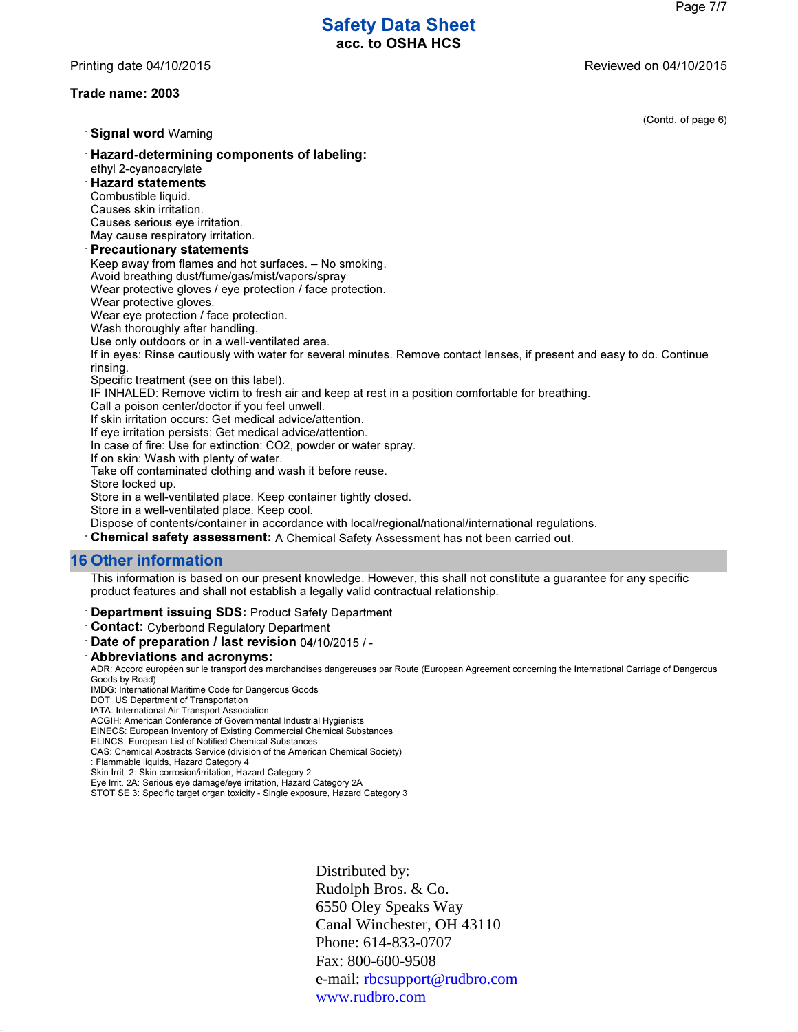**Trade name: 2003**

(Contd. of page 6)

· **Signal word** Warning

· **Hazard-determining components of labeling:**
ethyl 2-cyanoacrylate

· **Hazard statements**
Combustible liquid.
Causes skin irritation.
Causes serious eye irritation.
May cause respiratory irritation.

· **Precautionary statements**
Keep away from flames and hot surfaces. – No smoking.
Avoid breathing dust/fume/gas/mist/vapors/spray
Wear protective gloves / eye protection / face protection.
Wear protective gloves.
Wear eye protection / face protection.
Wash thoroughly after handling.
Use only outdoors or in a well-ventilated area.
If in eyes: Rinse cautiously with water for several minutes. Remove contact lenses, if present and easy to do. Continue rinsing.
Specific treatment (see on this label).
IF INHALED: Remove victim to fresh air and keep at rest in a position comfortable for breathing.
Call a poison center/doctor if you feel unwell.
If skin irritation occurs: Get medical advice/attention.
If eye irritation persists: Get medical advice/attention.
In case of fire: Use for extinction: $CO_2$, powder or water spray.
If on skin: Wash with plenty of water.
Take off contaminated clothing and wash it before reuse.
Store locked up.
Store in a well-ventilated place. Keep container tightly closed.
Store in a well-ventilated place. Keep cool.
Dispose of contents/container in accordance with local/regional/national/international regulations.

· **Chemical safety assessment:** A Chemical Safety Assessment has not been carried out.

## 16 Other information

This information is based on our present knowledge. However, this shall not constitute a guarantee for any specific product features and shall not establish a legally valid contractual relationship.

· **Department issuing SDS:** Product Safety Department
· **Contact:** Cyberbond Regulatory Department
· **Date of preparation / last revision** 04/10/2015 / -
· **Abbreviations and acronyms:**
ADR: Accord européen sur le transport des marchandises dangereuses par Route (European Agreement concerning the International Carriage of Dangerous Goods by Road)
IMDG: International Maritime Code for Dangerous Goods
DOT: US Department of Transportation
IATA: International Air Transport Association
ACGIH: American Conference of Governmental Industrial Hygienists
EINECS: European Inventory of Existing Commercial Chemical Substances
ELINCS: European List of Notified Chemical Substances
CAS: Chemical Abstracts Service (division of the American Chemical Society)
: Flammable liquids, Hazard Category 4
Skin Irrit. 2: Skin corrosion/irritation, Hazard Category 2
Eye Irrit. 2A: Serious eye damage/eye irritation, Hazard Category 2A
STOT SE 3: Specific target organ toxicity - Single exposure, Hazard Category 3

Distributed by:
Rudolph Bros. & Co.
6550 Oley Speaks Way
Canal Winchester, OH 43110
Phone: 614-833-0707
Fax: 800-600-9508
e-mail: rbcsupport@rudbro.com
www.rudbro.com